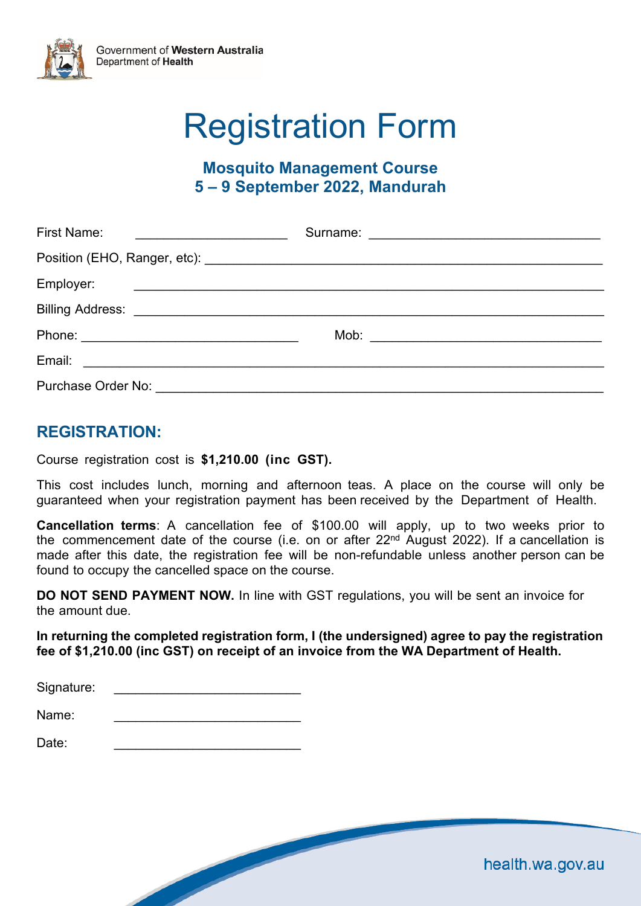Government of **Western Australia**
Department of **Health**

# Registration Form

## Mosquito Management Course
## 5 – 9 September 2022, Mandurah

First Name: ____________________ Surname: ______________________________

Position (EHO, Ranger, etc): ______________________________________________

Employer: ______________________________________________________________

Billing Address: _________________________________________________________

Phone: ____________________________ Mob: ______________________________

Email: _________________________________________________________________

Purchase Order No: ______________________________________________________

## REGISTRATION:

Course registration cost is **$1,210.00 (inc GST).**

This cost includes lunch, morning and afternoon teas. A place on the course will only be guaranteed when your registration payment has been received by the Department of Health.

**Cancellation terms**: A cancellation fee of $100.00 will apply, up to two weeks prior to the commencement date of the course (i.e. on or after 22nd August 2022). If a cancellation is made after this date, the registration fee will be non-refundable unless another person can be found to occupy the cancelled space on the course.

**DO NOT SEND PAYMENT NOW.** In line with GST regulations, you will be sent an invoice for the amount due.

**In returning the completed registration form, I (the undersigned) agree to pay the registration fee of $1,210.00 (inc GST) on receipt of an invoice from the WA Department of Health.**

Signature: ________________________

Name: ________________________

Date: ________________________

health.wa.gov.au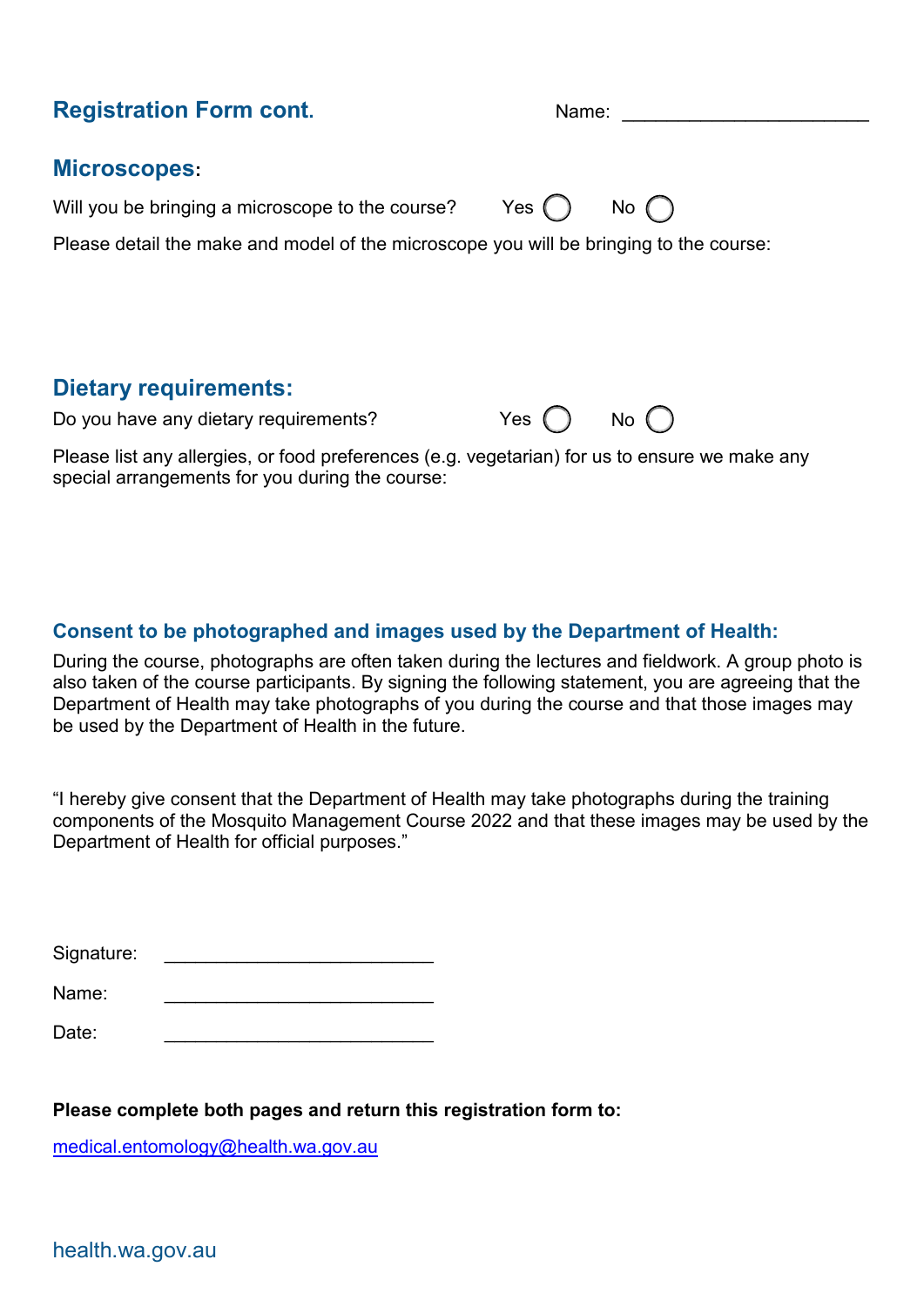## Registration Form cont.

Name: ______________________

## Microscopes:

Will you be bringing a microscope to the course? Yes ◯ No ◯

Please detail the make and model of the microscope you will be bringing to the course:

## Dietary requirements:

Do you have any dietary requirements? Yes ◯ No ◯

Please list any allergies, or food preferences (e.g. vegetarian) for us to ensure we make any special arrangements for you during the course:

### Consent to be photographed and images used by the Department of Health:

During the course, photographs are often taken during the lectures and fieldwork. A group photo is also taken of the course participants. By signing the following statement, you are agreeing that the Department of Health may take photographs of you during the course and that those images may be used by the Department of Health in the future.

"I hereby give consent that the Department of Health may take photographs during the training components of the Mosquito Management Course 2022 and that these images may be used by the Department of Health for official purposes."

Signature: ________________________

Name: ________________________

Date: ________________________

**Please complete both pages and return this registration form to:**

medical.entomology@health.wa.gov.au

health.wa.gov.au